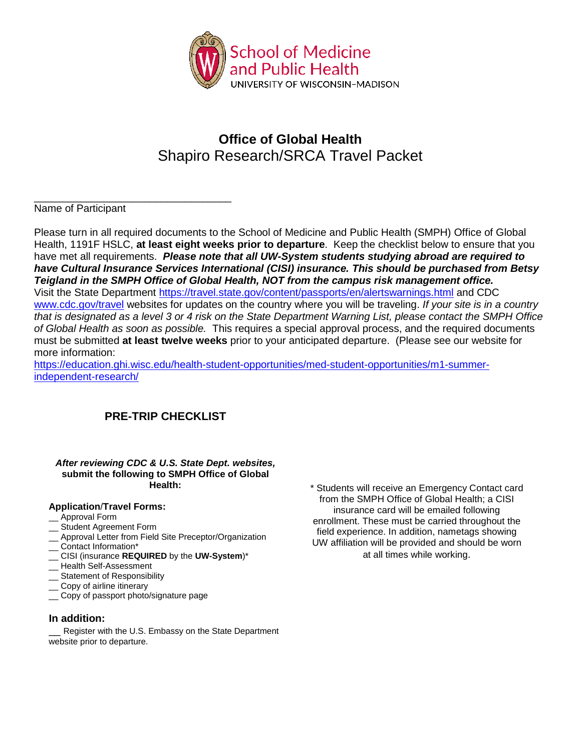School of Medicine and Public Health
UNIVERSITY OF WISCONSIN–MADISON

# Office of Global Health

## Shapiro Research/SRCA Travel Packet

_________________________________
Name of Participant

Please turn in all required documents to the School of Medicine and Public Health (SMPH) Office of Global Health, 1191F HSLC, **at least eight weeks prior to departure**. Keep the checklist below to ensure that you have met all requirements. ***Please note that all UW-System students studying abroad are required to have Cultural Insurance Services International (CISI) insurance. This should be purchased from Betsy Teigland in the SMPH Office of Global Health, NOT from the campus risk management office.*** Visit the State Department https://travel.state.gov/content/passports/en/alertswarnings.html and CDC www.cdc.gov/travel websites for updates on the country where you will be traveling. *If your site is in a country that is designated as a level 3 or 4 risk on the State Department Warning List, please contact the SMPH Office of Global Health as soon as possible.* This requires a special approval process, and the required documents must be submitted **at least twelve weeks** prior to your anticipated departure. (Please see our website for more information: https://education.ghi.wisc.edu/health-student-opportunities/med-student-opportunities/m1-summer-independent-research/

## PRE-TRIP CHECKLIST

***After reviewing CDC & U.S. State Dept. websites,*** **submit the following to SMPH Office of Global Health:**

**Application/Travel Forms:**

__ Approval Form
__ Student Agreement Form
__ Approval Letter from Field Site Preceptor/Organization
__ Contact Information*
__ CISI (insurance **REQUIRED** by the **UW-System**)*
__ Health Self-Assessment
__ Statement of Responsibility
__ Copy of airline itinerary
__ Copy of passport photo/signature page

**In addition:**

__ Register with the U.S. Embassy on the State Department website prior to departure.

* Students will receive an Emergency Contact card from the SMPH Office of Global Health; a CISI insurance card will be emailed following enrollment. These must be carried throughout the field experience. In addition, nametags showing UW affiliation will be provided and should be worn at all times while working.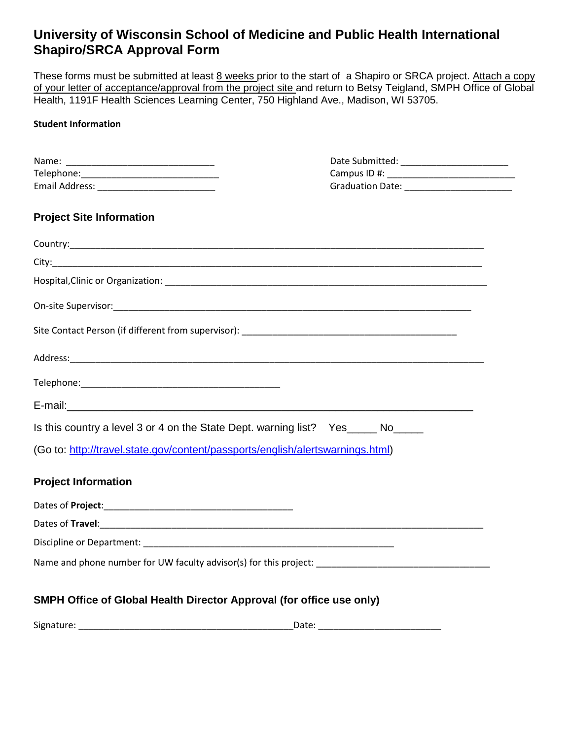# University of Wisconsin School of Medicine and Public Health International Shapiro/SRCA Approval Form

These forms must be submitted at least 8 weeks prior to the start of a Shapiro or SRCA project. Attach a copy of your letter of acceptance/approval from the project site and return to Betsy Teigland, SMPH Office of Global Health, 1191F Health Sciences Learning Center, 750 Highland Ave., Madison, WI 53705.

**Student Information**

Name: ____________________________

Telephone: ____________________________

Email Address: ________________________

Date Submitted: _____________________

Campus ID #: ________________________

Graduation Date: _____________________

## Project Site Information

Country: ____________________________________________________________________________

City: ______________________________________________________________________________

Hospital, Clinic or Organization: ____________________________________________________________

On-site Supervisor: ____________________________________________________________________

Site Contact Person (if different from supervisor): ________________________________________

Address: ___________________________________________________________________________

Telephone: ______________________________________

E-mail: ____________________________________________________________________________

Is this country a level 3 or 4 on the State Dept. warning list? Yes_____ No_____

(Go to: http://travel.state.gov/content/passports/english/alertswarnings.html)

## Project Information

Dates of **Project**: ____________________________________

Dates of **Travel**: ______________________________________________________________________

Discipline or Department: ___________________________________________________

Name and phone number for UW faculty advisor(s) for this project: ________________________________

## SMPH Office of Global Health Director Approval (for office use only)

Signature: __________________________________________ Date: ________________________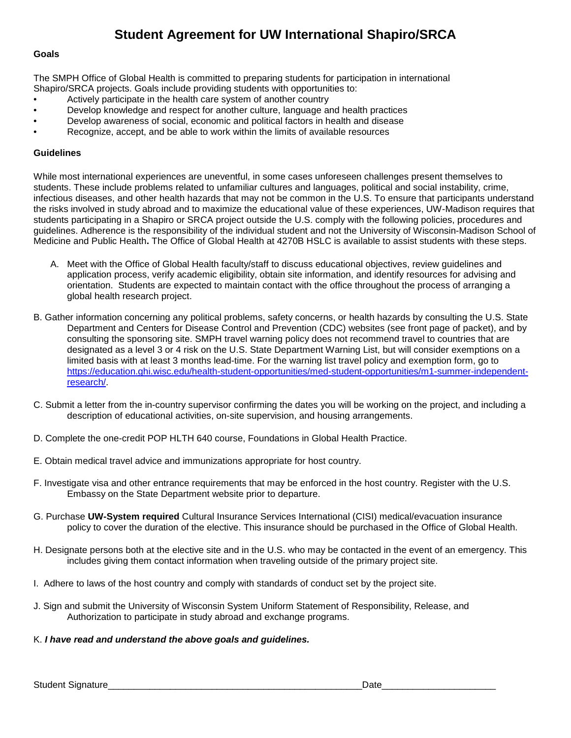# Student Agreement for UW International Shapiro/SRCA

**Goals**

The SMPH Office of Global Health is committed to preparing students for participation in international Shapiro/SRCA projects. Goals include providing students with opportunities to:

- Actively participate in the health care system of another country
- Develop knowledge and respect for another culture, language and health practices
- Develop awareness of social, economic and political factors in health and disease
- Recognize, accept, and be able to work within the limits of available resources

**Guidelines**

While most international experiences are uneventful, in some cases unforeseen challenges present themselves to students. These include problems related to unfamiliar cultures and languages, political and social instability, crime, infectious diseases, and other health hazards that may not be common in the U.S. To ensure that participants understand the risks involved in study abroad and to maximize the educational value of these experiences, UW-Madison requires that students participating in a Shapiro or SRCA project outside the U.S. comply with the following policies, procedures and guidelines. Adherence is the responsibility of the individual student and not the University of Wisconsin-Madison School of Medicine and Public Health**.** The Office of Global Health at 4270B HSLC is available to assist students with these steps.

A. Meet with the Office of Global Health faculty/staff to discuss educational objectives, review guidelines and application process, verify academic eligibility, obtain site information, and identify resources for advising and orientation. Students are expected to maintain contact with the office throughout the process of arranging a global health research project.

B. Gather information concerning any political problems, safety concerns, or health hazards by consulting the U.S. State Department and Centers for Disease Control and Prevention (CDC) websites (see front page of packet), and by consulting the sponsoring site. SMPH travel warning policy does not recommend travel to countries that are designated as a level 3 or 4 risk on the U.S. State Department Warning List, but will consider exemptions on a limited basis with at least 3 months lead-time. For the warning list travel policy and exemption form, go to https://education.ghi.wisc.edu/health-student-opportunities/med-student-opportunities/m1-summer-independent-research/.

C. Submit a letter from the in-country supervisor confirming the dates you will be working on the project, and including a description of educational activities, on-site supervision, and housing arrangements.

D. Complete the one-credit POP HLTH 640 course, Foundations in Global Health Practice.

E. Obtain medical travel advice and immunizations appropriate for host country.

F. Investigate visa and other entrance requirements that may be enforced in the host country. Register with the U.S. Embassy on the State Department website prior to departure.

G. Purchase **UW-System required** Cultural Insurance Services International (CISI) medical/evacuation insurance policy to cover the duration of the elective. This insurance should be purchased in the Office of Global Health.

H. Designate persons both at the elective site and in the U.S. who may be contacted in the event of an emergency. This includes giving them contact information when traveling outside of the primary project site.

I. Adhere to laws of the host country and comply with standards of conduct set by the project site.

J. Sign and submit the University of Wisconsin System Uniform Statement of Responsibility, Release, and Authorization to participate in study abroad and exchange programs.

K. ***I have read and understand the above goals and guidelines.***

Student Signature__________________________________________________Date_____________________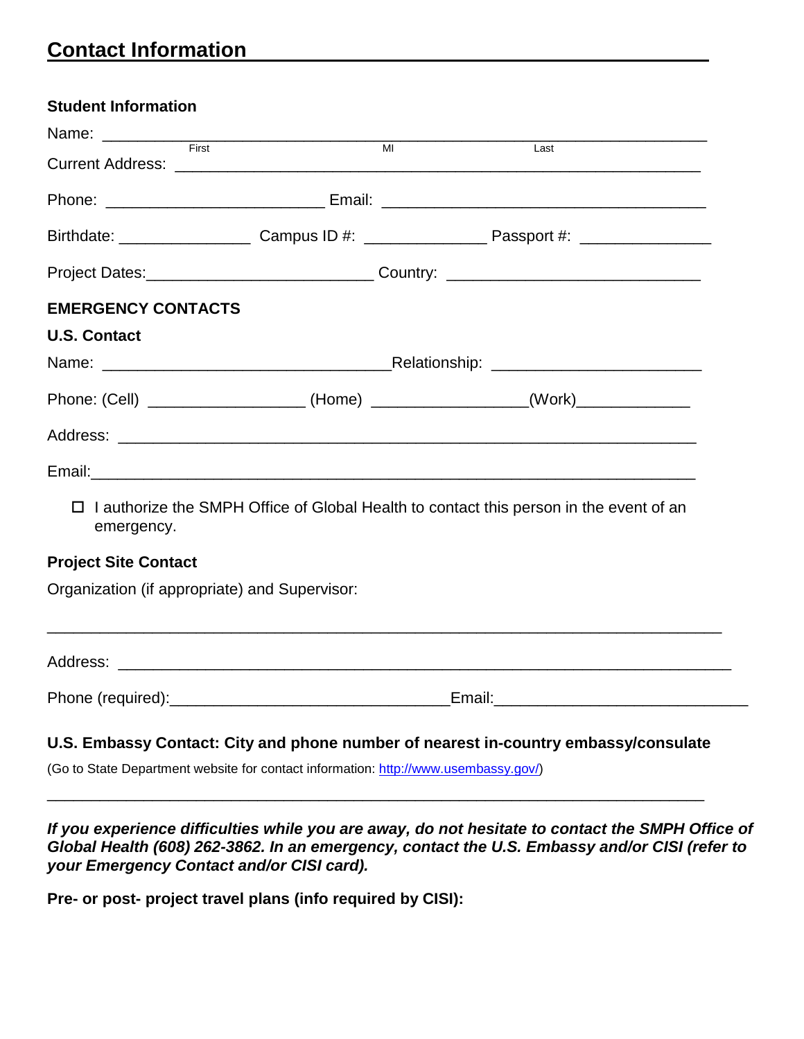# Contact Information

**Student Information**

Name: ____________________________________________________________________
First MI Last

Current Address: ___________________________________________________________

Phone: ________________________ Email: ____________________________________

Birthdate: _______________ Campus ID #: ______________ Passport #: _______________

Project Dates:_________________________ Country: ____________________________

**EMERGENCY CONTACTS**

**U.S. Contact**

Name: ________________________________Relationship: _______________________

Phone: (Cell) _________________ (Home) _________________(Work)_____________

Address: _________________________________________________________________

Email:____________________________________________________________________

☐ I authorize the SMPH Office of Global Health to contact this person in the event of an emergency.

**Project Site Contact**

Organization (if appropriate) and Supervisor:

__________________________________________________________________________

Address: __________________________________________________________________

Phone (required):______________________________Email:____________________________

**U.S. Embassy Contact: City and phone number of nearest in-country embassy/consulate**

(Go to State Department website for contact information: http://www.usembassy.gov/)

__________________________________________________________________________

***If you experience difficulties while you are away, do not hesitate to contact the SMPH Office of Global Health (608) 262-3862. In an emergency, contact the U.S. Embassy and/or CISI (refer to your Emergency Contact and/or CISI card).***

**Pre- or post- project travel plans (info required by CISI):**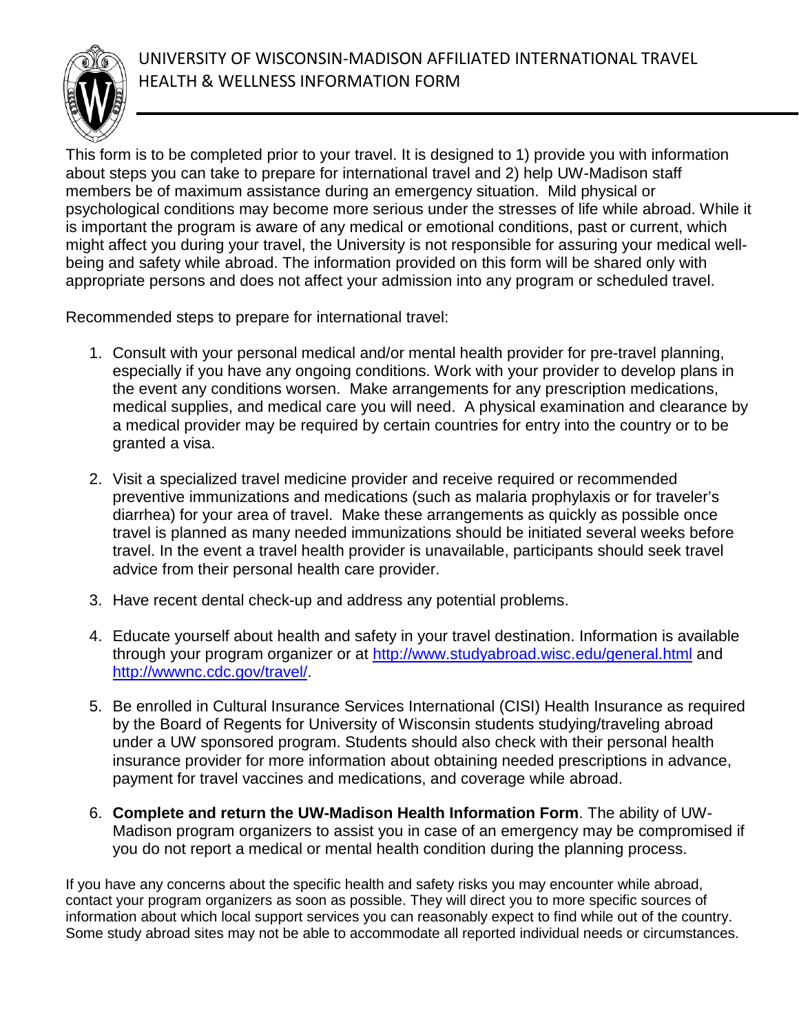# UNIVERSITY OF WISCONSIN-MADISON AFFILIATED INTERNATIONAL TRAVEL HEALTH & WELLNESS INFORMATION FORM

This form is to be completed prior to your travel. It is designed to 1) provide you with information about steps you can take to prepare for international travel and 2) help UW-Madison staff members be of maximum assistance during an emergency situation. Mild physical or psychological conditions may become more serious under the stresses of life while abroad. While it is important the program is aware of any medical or emotional conditions, past or current, which might affect you during your travel, the University is not responsible for assuring your medical well-being and safety while abroad. The information provided on this form will be shared only with appropriate persons and does not affect your admission into any program or scheduled travel.

Recommended steps to prepare for international travel:

1. Consult with your personal medical and/or mental health provider for pre-travel planning, especially if you have any ongoing conditions. Work with your provider to develop plans in the event any conditions worsen. Make arrangements for any prescription medications, medical supplies, and medical care you will need. A physical examination and clearance by a medical provider may be required by certain countries for entry into the country or to be granted a visa.

2. Visit a specialized travel medicine provider and receive required or recommended preventive immunizations and medications (such as malaria prophylaxis or for traveler's diarrhea) for your area of travel. Make these arrangements as quickly as possible once travel is planned as many needed immunizations should be initiated several weeks before travel. In the event a travel health provider is unavailable, participants should seek travel advice from their personal health care provider.

3. Have recent dental check-up and address any potential problems.

4. Educate yourself about health and safety in your travel destination. Information is available through your program organizer or at http://www.studyabroad.wisc.edu/general.html and http://wwwnc.cdc.gov/travel/.

5. Be enrolled in Cultural Insurance Services International (CISI) Health Insurance as required by the Board of Regents for University of Wisconsin students studying/traveling abroad under a UW sponsored program. Students should also check with their personal health insurance provider for more information about obtaining needed prescriptions in advance, payment for travel vaccines and medications, and coverage while abroad.

6. **Complete and return the UW-Madison Health Information Form**. The ability of UW-Madison program organizers to assist you in case of an emergency may be compromised if you do not report a medical or mental health condition during the planning process.

If you have any concerns about the specific health and safety risks you may encounter while abroad, contact your program organizers as soon as possible. They will direct you to more specific sources of information about which local support services you can reasonably expect to find while out of the country. Some study abroad sites may not be able to accommodate all reported individual needs or circumstances.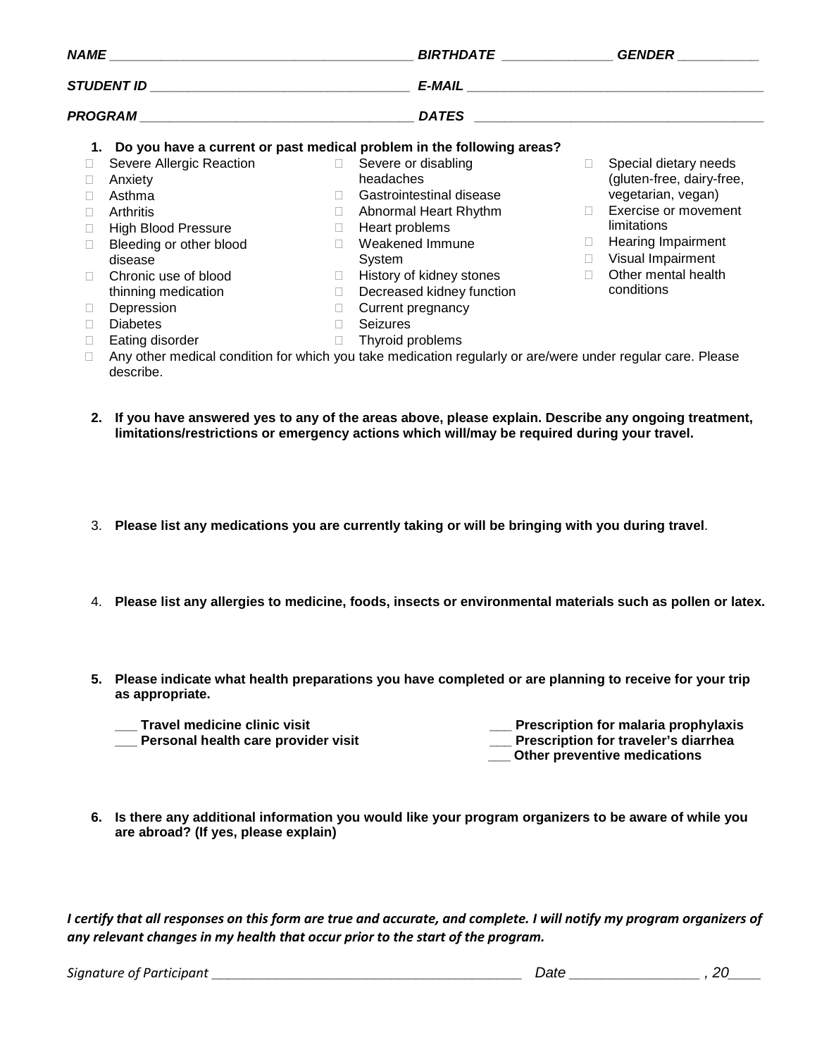***NAME*** ________________________________________ ***BIRTHDATE*** ______________ ***GENDER*** ___________

***STUDENT ID*** __________________________________ ***E-MAIL*** ________________________________________

***PROGRAM*** ___________________________________ ***DATES*** ________________________________________

1. **Do you have a current or past medical problem in the following areas?**

- ☐ Severe Allergic Reaction
- ☐ Anxiety
- ☐ Asthma
- ☐ Arthritis
- ☐ High Blood Pressure
- ☐ Bleeding or other blood disease
- ☐ Chronic use of blood thinning medication
- ☐ Depression
- ☐ Diabetes
- ☐ Eating disorder
- ☐ Severe or disabling headaches
- ☐ Gastrointestinal disease
- ☐ Abnormal Heart Rhythm
- ☐ Heart problems
- ☐ Weakened Immune System
- ☐ History of kidney stones
- ☐ Decreased kidney function
- ☐ Current pregnancy
- ☐ Seizures
- ☐ Thyroid problems
- ☐ Special dietary needs (gluten-free, dairy-free, vegetarian, vegan)
- ☐ Exercise or movement limitations
- ☐ Hearing Impairment
- ☐ Visual Impairment
- ☐ Other mental health conditions
- ☐ Any other medical condition for which you take medication regularly or are/were under regular care. Please describe.

2. **If you have answered yes to any of the areas above, please explain. Describe any ongoing treatment, limitations/restrictions or emergency actions which will/may be required during your travel.**

3. **Please list any medications you are currently taking or will be bringing with you during travel**.

4. **Please list any allergies to medicine, foods, insects or environmental materials such as pollen or latex.**

5. **Please indicate what health preparations you have completed or are planning to receive for your trip as appropriate.**

   **___ Travel medicine clinic visit**
   **___ Personal health care provider visit**
   **___ Prescription for malaria prophylaxis**
   **___ Prescription for traveler's diarrhea**
   **___ Other preventive medications**

6. **Is there any additional information you would like your program organizers to be aware of while you are abroad? (If yes, please explain)**

***I certify that all responses on this form are true and accurate, and complete. I will notify my program organizers of any relevant changes in my health that occur prior to the start of the program.***

*Signature of Participant* __________________________________________ *Date* ________________ *, 20*____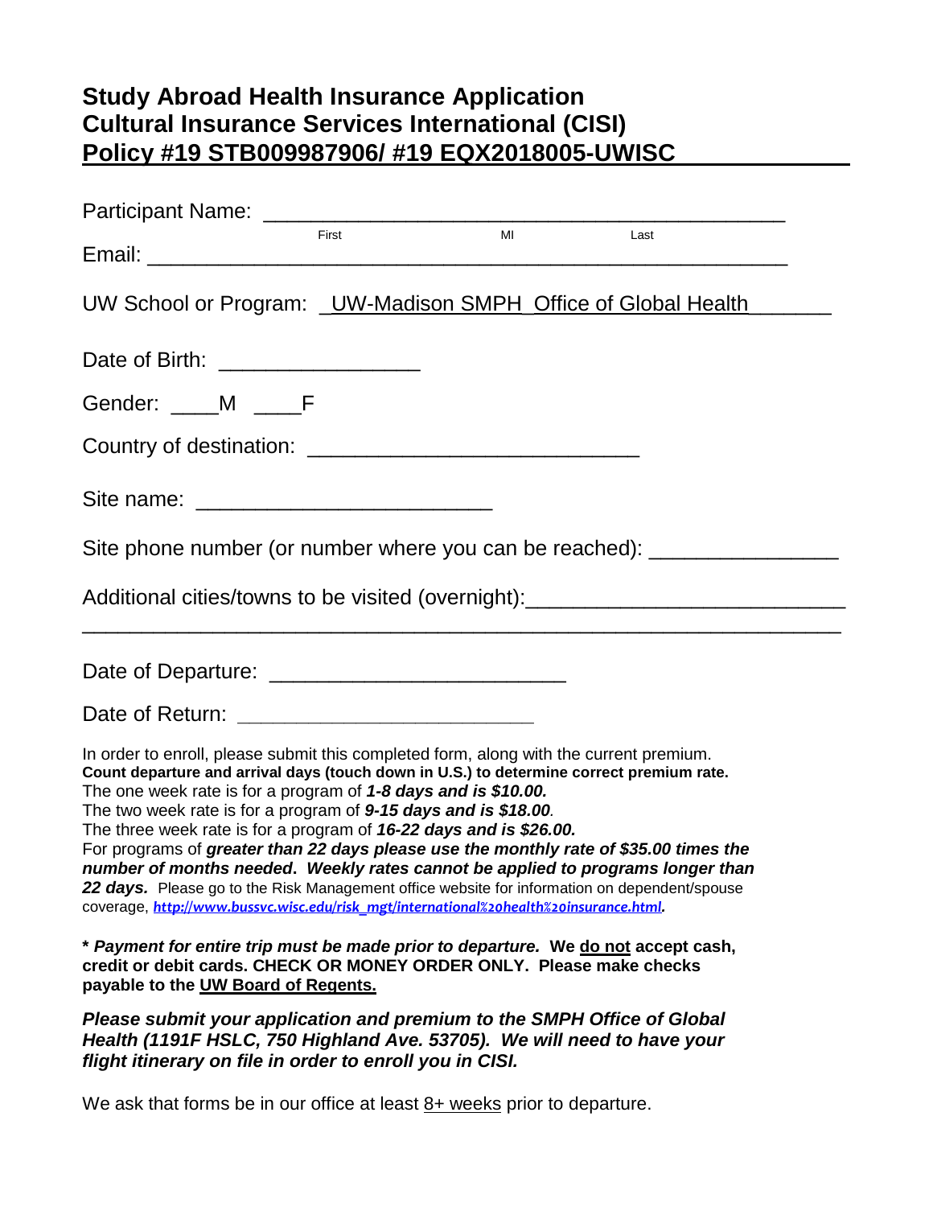# Study Abroad Health Insurance Application
# Cultural Insurance Services International (CISI)
# Policy #19 STB009987906/ #19 EQX2018005-UWISC

Participant Name: ____________________________________________
First MI Last

Email: ____________________________________________________

UW School or Program: _UW-Madison SMPH_Office of Global Health_______

Date of Birth: _________________

Gender: ____M ____F

Country of destination: ____________________________

Site name: _________________________

Site phone number (or number where you can be reached): ________________

Additional cities/towns to be visited (overnight):___________________________

_______________________________________________________________

Date of Departure: _________________________

Date of Return: _________________________

In order to enroll, please submit this completed form, along with the current premium.
**Count departure and arrival days (touch down in U.S.) to determine correct premium rate.**
The one week rate is for a program of ***1-8 days and is $10.00.***
The two week rate is for a program of ***9-15 days and is $18.00****.*
The three week rate is for a program of ***16-22 days and is $26.00.***
For programs of ***greater than 22 days please use the monthly rate of $35.00 times the number of months needed*****.** ***Weekly rates cannot be applied to programs longer than 22 days.*** Please go to the Risk Management office website for information on dependent/spouse coverage, ***http://www.bussvc.wisc.edu/risk_mgt/international%20health%20insurance.html*****.**

**\* *Payment for entire trip must be made prior to departure.* We do not accept cash, credit or debit cards. CHECK OR MONEY ORDER ONLY. Please make checks payable to the UW Board of Regents.**

***Please submit your application and premium to the SMPH Office of Global Health (1191F HSLC, 750 Highland Ave. 53705). We will need to have your flight itinerary on file in order to enroll you in CISI.***

We ask that forms be in our office at least 8+ weeks prior to departure.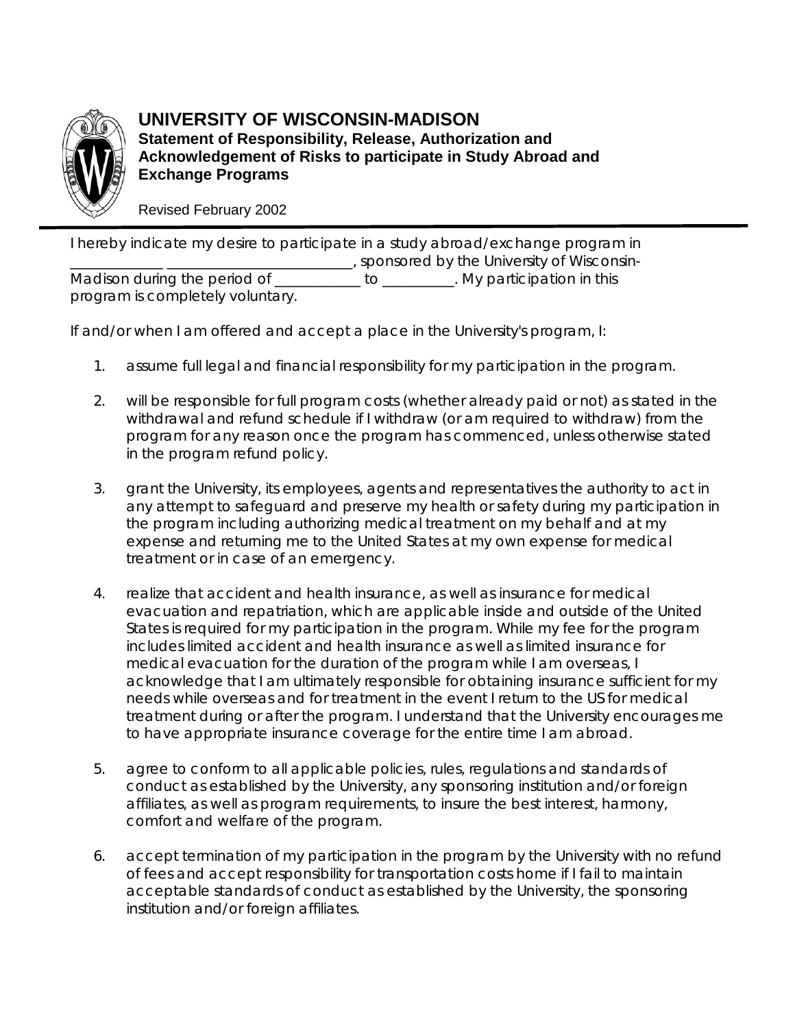# UNIVERSITY OF WISCONSIN-MADISON

**Statement of Responsibility, Release, Authorization and Acknowledgement of Risks to participate in Study Abroad and Exchange Programs**

Revised February 2002

I hereby indicate my desire to participate in a study abroad/exchange program in ___________ ________________________, sponsored by the University of Wisconsin-Madison during the period of ___________ to _________. My participation in this program is completely voluntary.

If and/or when I am offered and accept a place in the University's program, I:

1. assume full legal and financial responsibility for my participation in the program.

2. will be responsible for full program costs (whether already paid or not) as stated in the withdrawal and refund schedule if I withdraw (or am required to withdraw) from the program for any reason once the program has commenced, unless otherwise stated in the program refund policy.

3. grant the University, its employees, agents and representatives the authority to act in any attempt to safeguard and preserve my health or safety during my participation in the program including authorizing medical treatment on my behalf and at my expense and returning me to the United States at my own expense for medical treatment or in case of an emergency.

4. realize that accident and health insurance, as well as insurance for medical evacuation and repatriation, which are applicable inside and outside of the United States is required for my participation in the program. While my fee for the program includes limited accident and health insurance as well as limited insurance for medical evacuation for the duration of the program while I am overseas, I acknowledge that I am ultimately responsible for obtaining insurance sufficient for my needs while overseas and for treatment in the event I return to the US for medical treatment during or after the program. I understand that the University encourages me to have appropriate insurance coverage for the entire time I am abroad.

5. agree to conform to all applicable policies, rules, regulations and standards of conduct as established by the University, any sponsoring institution and/or foreign affiliates, as well as program requirements, to insure the best interest, harmony, comfort and welfare of the program.

6. accept termination of my participation in the program by the University with no refund of fees and accept responsibility for transportation costs home if I fail to maintain acceptable standards of conduct as established by the University, the sponsoring institution and/or foreign affiliates.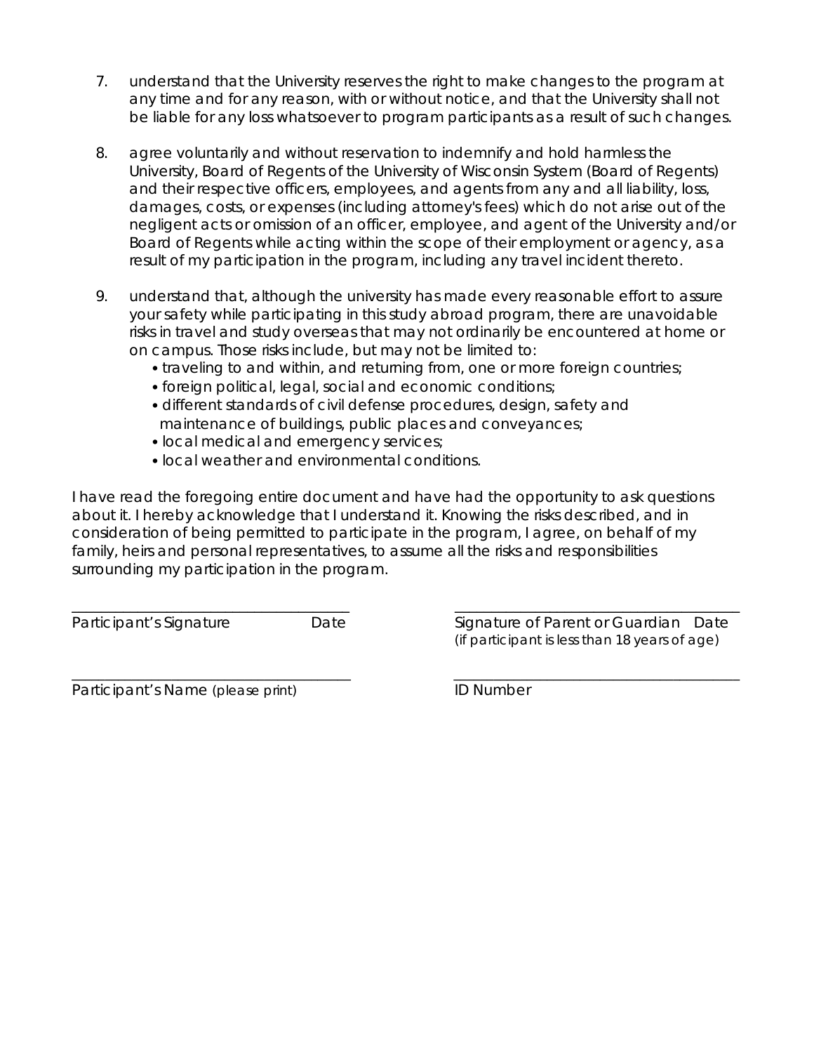7. understand that the University reserves the right to make changes to the program at any time and for any reason, with or without notice, and that the University shall not be liable for any loss whatsoever to program participants as a result of such changes.

8. agree voluntarily and without reservation to indemnify and hold harmless the University, Board of Regents of the University of Wisconsin System (Board of Regents) and their respective officers, employees, and agents from any and all liability, loss, damages, costs, or expenses (including attorney's fees) which do not arise out of the negligent acts or omission of an officer, employee, and agent of the University and/or Board of Regents while acting within the scope of their employment or agency, as a result of my participation in the program, including any travel incident thereto.

9. understand that, although the university has made every reasonable effort to assure your safety while participating in this study abroad program, there are unavoidable risks in travel and study overseas that may not ordinarily be encountered at home or on campus. Those risks include, but may not be limited to:
   - traveling to and within, and returning from, one or more foreign countries;
   - foreign political, legal, social and economic conditions;
   - different standards of civil defense procedures, design, safety and maintenance of buildings, public places and conveyances;
   - local medical and emergency services;
   - local weather and environmental conditions.

I have read the foregoing entire document and have had the opportunity to ask questions about it. I hereby acknowledge that I understand it. Knowing the risks described, and in consideration of being permitted to participate in the program, I agree, on behalf of my family, heirs and personal representatives, to assume all the risks and responsibilities surrounding my participation in the program.

______________________________________ ______________________________________
Participant's Signature Date Signature of Parent or Guardian Date
(if participant is less than 18 years of age)

______________________________________ ______________________________________
Participant's Name (please print) ID Number